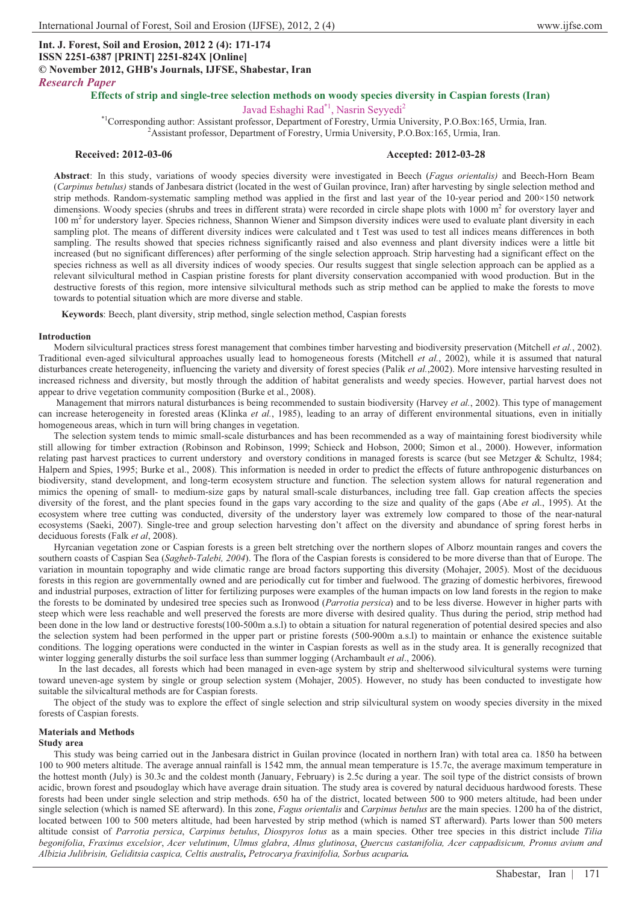**Int. J. Forest, Soil and Erosion, 2012 2 (4): 171-174**
**ISSN 2251-6387 [PRINT] 2251-824X [Online]**
**© November 2012, GHB's Journals, IJFSE, Shabestar, Iran**
*Research Paper*

# Effects of strip and single-tree selection methods on woody species diversity in Caspian forests (Iran)

Javad Eshaghi Rad[*1], Nasrin Seyyedi[2]

[*1]Corresponding author: Assistant professor, Department of Forestry, Urmia University, P.O.Box:165, Urmia, Iran.
[2]Assistant professor, Department of Forestry, Urmia University, P.O.Box:165, Urmia, Iran.

**Received: 2012-03-06** **Accepted: 2012-03-28**

**Abstract**: In this study, variations of woody species diversity were investigated in Beech (*Fagus orientalis)* and Beech-Horn Beam (*Carpinus betulus)* stands of Janbesara district (located in the west of Guilan province, Iran) after harvesting by single selection method and strip methods. Random-systematic sampling method was applied in the first and last year of the 10-year period and 200×150 network dimensions. Woody species (shrubs and trees in different strata) were recorded in circle shape plots with 1000 m$^2$ for overstory layer and 100 m$^2$ for understory layer. Species richness, Shannon Wiener and Simpson diversity indices were used to evaluate plant diversity in each sampling plot. The means of different diversity indices were calculated and t Test was used to test all indices means differences in both sampling. The results showed that species richness significantly raised and also evenness and plant diversity indices were a little bit increased (but no significant differences) after performing of the single selection approach. Strip harvesting had a significant effect on the species richness as well as all diversity indices of woody species. Our results suggest that single selection approach can be applied as a relevant silvicultural method in Caspian pristine forests for plant diversity conservation accompanied with wood production. But in the destructive forests of this region, more intensive silvicultural methods such as strip method can be applied to make the forests to move towards to potential situation which are more diverse and stable.

**Keywords**: Beech, plant diversity, strip method, single selection method, Caspian forests

## Introduction

Modern silvicultural practices stress forest management that combines timber harvesting and biodiversity preservation (Mitchell *et al.*, 2002). Traditional even-aged silvicultural approaches usually lead to homogeneous forests (Mitchell *et al.*, 2002), while it is assumed that natural disturbances create heterogeneity, influencing the variety and diversity of forest species (Palik *et al.*,2002). More intensive harvesting resulted in increased richness and diversity, but mostly through the addition of habitat generalists and weedy species. However, partial harvest does not appear to drive vegetation community composition (Burke et al., 2008).

Management that mirrors natural disturbances is being recommended to sustain biodiversity (Harvey *et al.*, 2002). This type of management can increase heterogeneity in forested areas (Klinka *et al.*, 1985), leading to an array of different environmental situations, even in initially homogeneous areas, which in turn will bring changes in vegetation.

The selection system tends to mimic small-scale disturbances and has been recommended as a way of maintaining forest biodiversity while still allowing for timber extraction (Robinson and Robinson, 1999; Schieck and Hobson, 2000; Simon et al., 2000). However, information relating past harvest practices to current understory and overstory conditions in managed forests is scarce (but see Metzger & Schultz, 1984; Halpern and Spies, 1995; Burke et al., 2008). This information is needed in order to predict the effects of future anthropogenic disturbances on biodiversity, stand development, and long-term ecosystem structure and function. The selection system allows for natural regeneration and mimics the opening of small- to medium-size gaps by natural small-scale disturbances, including tree fall. Gap creation affects the species diversity of the forest, and the plant species found in the gaps vary according to the size and quality of the gaps (Abe *et a*l., 1995). At the ecosystem where tree cutting was conducted, diversity of the understory layer was extremely low compared to those of the near-natural ecosystems (Saeki, 2007). Single-tree and group selection harvesting don't affect on the diversity and abundance of spring forest herbs in deciduous forests (Falk *et al*, 2008).

Hyrcanian vegetation zone or Caspian forests is a green belt stretching over the northern slopes of Alborz mountain ranges and covers the southern coasts of Caspian Sea (*Sagheb-Talebi, 2004*). The flora of the Caspian forests is considered to be more diverse than that of Europe. The variation in mountain topography and wide climatic range are broad factors supporting this diversity (Mohajer, 2005). Most of the deciduous forests in this region are governmentally owned and are periodically cut for timber and fuelwood. The grazing of domestic herbivores, firewood and industrial purposes, extraction of litter for fertilizing purposes were examples of the human impacts on low land forests in the region to make the forests to be dominated by undesired tree species such as Ironwood (*Parrotia persica*) and to be less diverse. However in higher parts with steep which were less reachable and well preserved the forests are more diverse with desired quality. Thus during the period, strip method had been done in the low land or destructive forests(100-500m a.s.l) to obtain a situation for natural regeneration of potential desired species and also the selection system had been performed in the upper part or pristine forests (500-900m a.s.l) to maintain or enhance the existence suitable conditions. The logging operations were conducted in the winter in Caspian forests as well as in the study area. It is generally recognized that winter logging generally disturbs the soil surface less than summer logging (Archambault *et al*., 2006).

In the last decades, all forests which had been managed in even-age system by strip and shelterwood silvicultural systems were turning toward uneven-age system by single or group selection system (Mohajer, 2005). However, no study has been conducted to investigate how suitable the silvicaltural methods are for Caspian forests.

The object of the study was to explore the effect of single selection and strip silvicultural system on woody species diversity in the mixed forests of Caspian forests.

## Materials and Methods

### Study area

This study was being carried out in the Janbesara district in Guilan province (located in northern Iran) with total area ca. 1850 ha between 100 to 900 meters altitude. The average annual rainfall is 1542 mm, the annual mean temperature is 15.7c, the average maximum temperature in the hottest month (July) is 30.3c and the coldest month (January, February) is 2.5c during a year. The soil type of the district consists of brown acidic, brown forest and psoudoglay which have average drain situation. The study area is covered by natural deciduous hardwood forests. These forests had been under single selection and strip methods. 650 ha of the district, located between 500 to 900 meters altitude, had been under single selection (which is named SE afterward). In this zone, *Fagus orientalis* and *Carpinus betulus* are the main species. 1200 ha of the district, located between 100 to 500 meters altitude, had been harvested by strip method (which is named ST afterward). Parts lower than 500 meters altitude consist of *Parrotia persica*, *Carpinus betulus*, *Diospyros lotus* as a main species. Other tree species in this district include *Tilia begonifolia*, *Fraxinus excelsior*, *Acer velutinum*, *Ulmus glabra*, *Alnus glutinosa*, *Quercus castanifolia, Acer cappadisicum, Pronus avium and Albizia Julibrisin, Geliditsia caspica, Celtis australis***,** *Petrocarya fraxinifolia, Sorbus acuparia.*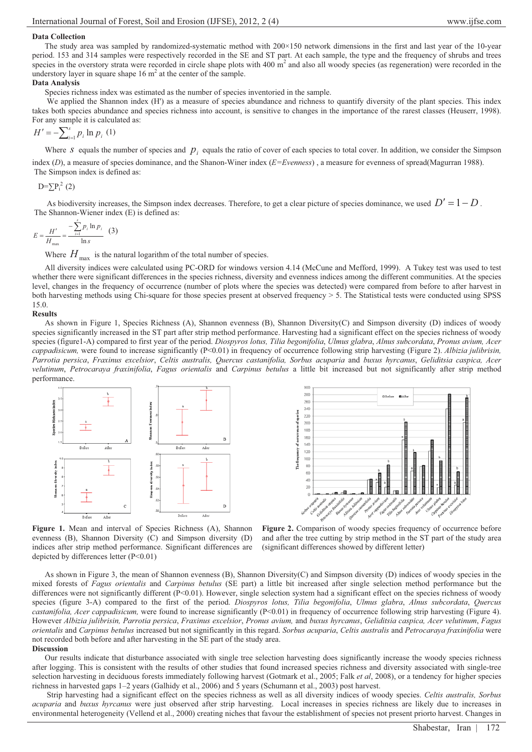**Data Collection**

The study area was sampled by randomized-systematic method with 200×150 network dimensions in the first and last year of the 10-year period. 153 and 314 samples were respectively recorded in the SE and ST part. At each sample, the type and the frequency of shrubs and trees species in the overstory strata were recorded in circle shape plots with 400 m$^2$ and also all woody species (as regeneration) were recorded in the understory layer in square shape 16 m$^2$ at the center of the sample.

**Data Analysis**

Species richness index was estimated as the number of species inventoried in the sample.

We applied the Shannon index (H') as a measure of species abundance and richness to quantify diversity of the plant species. This index takes both species abundance and species richness into account, is sensitive to changes in the importance of the rarest classes (Heuserr, 1998). For any sample it is calculated as:

$$H' = -\sum_{i=1}^{s} p_i \ln p_i \quad (1)$$

Where $s$ equals the number of species and $p_i$ equals the ratio of cover of each species to total cover. In addition, we consider the Simpson index (*D*), a measure of species dominance, and the Shanon-Winer index (*E=Evenness*) , a measure for evenness of spread(Magurran 1988).

The Simpson index is defined as:

$$D=\sum P_i^2 \quad (2)$$

As biodiversity increases, the Simpson index decreases. Therefore, to get a clear picture of species dominance, we used $D' = 1 - D$.

The Shannon-Wiener index (E) is defined as:

$$E = \frac{H'}{H_{max}} = \frac{-\sum_{i=1}^{s} p_i \ln p_i}{\ln s} \quad (3)$$

Where $H_{max}$ is the natural logarithm of the total number of species.

All diversity indices were calculated using PC-ORD for windows version 4.14 (McCune and Mefford, 1999). A Tukey test was used to test whether there were significant differences in the species richness, diversity and evenness indices among the different communities. At the species level, changes in the frequency of occurrence (number of plots where the species was detected) were compared from before to after harvest in both harvesting methods using Chi-square for those species present at observed frequency > 5. The Statistical tests were conducted using SPSS 15.0.

**Results**

As shown in Figure 1, Species Richness (A), Shannon evenness (B), Shannon Diversity(C) and Simpson diversity (D) indices of woody species significantly increased in the ST part after strip method performance. Harvesting had a significant effect on the species richness of woody species (figure1-A) compared to first year of the period. *Diospyros lotus, Tilia begonifolia*, *Ulmus glabra*, *Alnus subcordata*, *Pronus avium, Acer cappadisicum,* were found to increase significantly (P<0.01) in frequency of occurrence following strip harvesting (Figure 2). *Albizia julibrisin, Parrotia persica*, *Fraxinus excelsior*, *Celtis australis, Quercus castanifolia, Sorbus acuparia* and *buxus hyrcanus*, *Geliditsia caspica, Acer velutinum*, *Petrocaraya fraxinifolia*, *Fagus orientalis* and *Carpinus betulus* a little bit increased but not significantly after strip method performance.

Figure 1. Mean and interval of Species Richness (A), Shannon evenness (B), Shannon Diversity (C) and Simpson diversity (D) indices after strip method performance. Significant differences are depicted by differences letter (P<0.01)

Figure 2. Comparison of woody species frequency of occurrence before and after the tree cutting by strip method in the ST part of the study area (significant differences showed by different letter)

As shown in Figure 3, the mean of Shannon evenness (B), Shannon Diversity(C) and Simpson diversity (D) indices of woody species in the mixed forests of *Fagus orientalis* and *Carpinus betulus* (SE part) a little bit increased after single selection method performance but the differences were not significantly different (P<0.01). However, single selection system had a significant effect on the species richness of woody species (figure 3-A) compared to the first of the period. *Diospyros lotus, Tilia begonifolia*, *Ulmus glabra*, *Alnus subcordata*, *Quercus castanifolia, Acer cappadisicum,* were found to increase significantly (P<0.01) in frequency of occurrence following strip harvesting (Figure 4). However *Albizia julibrisin, Parrotia persica*, *Fraxinus excelsior*, *Pronus avium,* and *buxus hyrcanus*, *Geliditsia caspica, Acer velutinum*, *Fagus orientalis* and *Carpinus betulus* increased but not significantly in this regard. *Sorbus acuparia*, *Celtis australis* and *Petrocaraya fraxinifolia* were not recorded both before and after harvesting in the SE part of the study area.

**Discussion**

Our results indicate that disturbance associated with single tree selection harvesting does significantly increase the woody species richness after logging. This is consistent with the results of other studies that found increased species richness and diversity associated with single-tree selection harvesting in deciduous forests immediately following harvest (Gotmark et al., 2005; Falk *et al*, 2008), or a tendency for higher species richness in harvested gaps 1–2 years (Galhidy et al., 2006) and 5 years (Schumann et al., 2003) post harvest.

Strip harvesting had a significant effect on the species richness as well as all diversity indices of woody species. *Celtis australis, Sorbus acuparia* and *buxus hyrcanus* were just observed after strip harvesting. Local increases in species richness are likely due to increases in environmental heterogeneity (Vellend et al., 2000) creating niches that favour the establishment of species not present priorto harvest. Changes in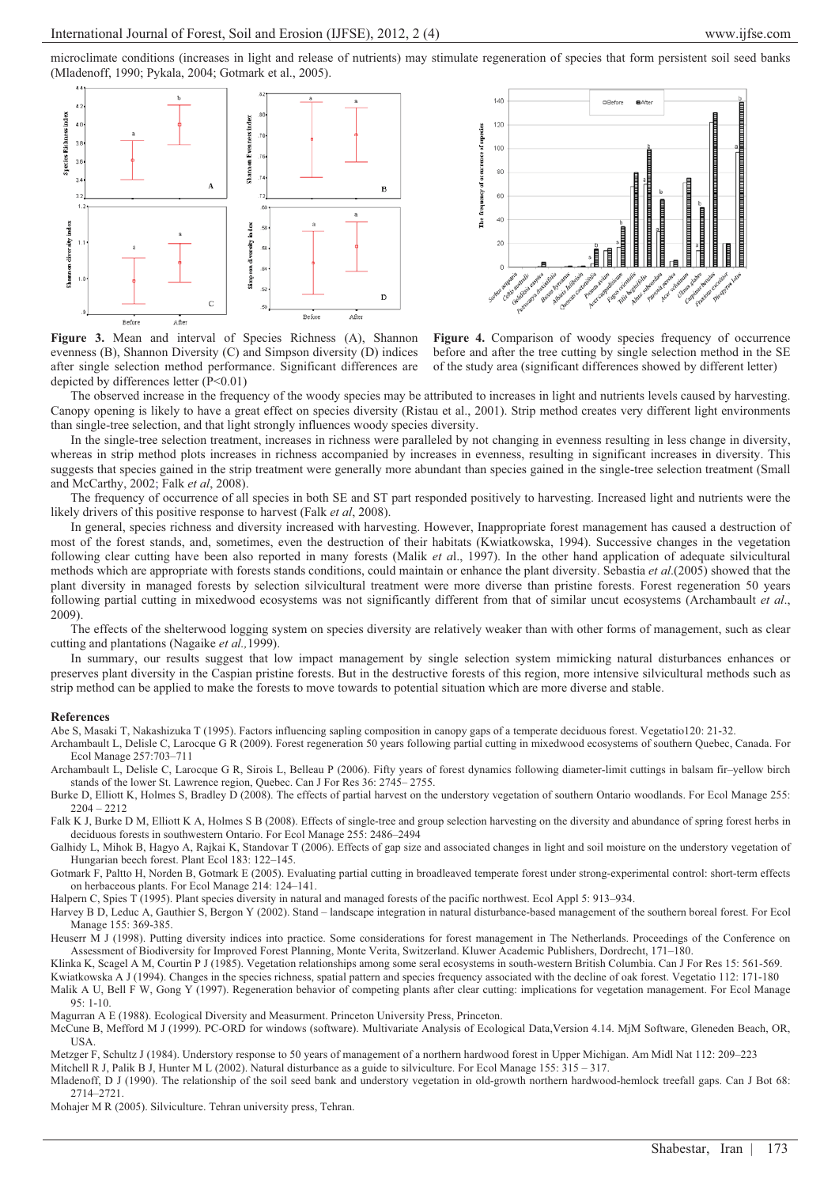microclimate conditions (increases in light and release of nutrients) may stimulate regeneration of species that form persistent soil seed banks (Mladenoff, 1990; Pykala, 2004; Gotmark et al., 2005).

**Figure 3.** Mean and interval of Species Richness (A), Shannon evenness (B), Shannon Diversity (C) and Simpson diversity (D) indices after single selection method performance. Significant differences are depicted by differences letter (P<0.01)

**Figure 4.** Comparison of woody species frequency of occurrence before and after the tree cutting by single selection method in the SE of the study area (significant differences showed by different letter)

The observed increase in the frequency of the woody species may be attributed to increases in light and nutrients levels caused by harvesting. Canopy opening is likely to have a great effect on species diversity (Ristau et al., 2001). Strip method creates very different light environments than single-tree selection, and that light strongly influences woody species diversity.

In the single-tree selection treatment, increases in richness were paralleled by not changing in evenness resulting in less change in diversity, whereas in strip method plots increases in richness accompanied by increases in evenness, resulting in significant increases in diversity. This suggests that species gained in the strip treatment were generally more abundant than species gained in the single-tree selection treatment (Small and McCarthy, 2002; Falk *et al*, 2008).

The frequency of occurrence of all species in both SE and ST part responded positively to harvesting. Increased light and nutrients were the likely drivers of this positive response to harvest (Falk *et al*, 2008).

In general, species richness and diversity increased with harvesting. However, Inappropriate forest management has caused a destruction of most of the forest stands, and, sometimes, even the destruction of their habitats (Kwiatkowska, 1994). Successive changes in the vegetation following clear cutting have been also reported in many forests (Malik *et a*l., 1997). In the other hand application of adequate silvicultural methods which are appropriate with forests stands conditions, could maintain or enhance the plant diversity. Sebastia *et al*.(2005) showed that the plant diversity in managed forests by selection silvicultural treatment were more diverse than pristine forests. Forest regeneration 50 years following partial cutting in mixedwood ecosystems was not significantly different from that of similar uncut ecosystems (Archambault *et al*., 2009).

The effects of the shelterwood logging system on species diversity are relatively weaker than with other forms of management, such as clear cutting and plantations (Nagaike *et al.,*1999).

In summary, our results suggest that low impact management by single selection system mimicking natural disturbances enhances or preserves plant diversity in the Caspian pristine forests. But in the destructive forests of this region, more intensive silvicultural methods such as strip method can be applied to make the forests to move towards to potential situation which are more diverse and stable.

## References

Abe S, Masaki T, Nakashizuka T (1995). Factors influencing sapling composition in canopy gaps of a temperate deciduous forest. Vegetatio120: 21-32.

Archambault L, Delisle C, Larocque G R (2009). Forest regeneration 50 years following partial cutting in mixedwood ecosystems of southern Quebec, Canada. For Ecol Manage 257:703–711

Archambault L, Delisle C, Larocque G R, Sirois L, Belleau P (2006). Fifty years of forest dynamics following diameter-limit cuttings in balsam fir–yellow birch stands of the lower St. Lawrence region, Quebec. Can J For Res 36: 2745– 2755.

Burke D, Elliott K, Holmes S, Bradley D (2008). The effects of partial harvest on the understory vegetation of southern Ontario woodlands. For Ecol Manage 255: 2204 – 2212

Falk K J, Burke D M, Elliott K A, Holmes S B (2008). Effects of single-tree and group selection harvesting on the diversity and abundance of spring forest herbs in deciduous forests in southwestern Ontario. For Ecol Manage 255: 2486–2494

Galhidy L, Mihok B, Hagyo A, Rajkai K, Standovar T (2006). Effects of gap size and associated changes in light and soil moisture on the understory vegetation of Hungarian beech forest. Plant Ecol 183: 122–145.

Gotmark F, Paltto H, Norden B, Gotmark E (2005). Evaluating partial cutting in broadleaved temperate forest under strong-experimental control: short-term effects on herbaceous plants. For Ecol Manage 214: 124–141.

Halpern C, Spies T (1995). Plant species diversity in natural and managed forests of the pacific northwest. Ecol Appl 5: 913–934.

Harvey B D, Leduc A, Gauthier S, Bergon Y (2002). Stand – landscape integration in natural disturbance-based management of the southern boreal forest. For Ecol Manage 155: 369-385.

Heuserr M J (1998). Putting diversity indices into practice. Some considerations for forest management in The Netherlands. Proceedings of the Conference on Assessment of Biodiversity for Improved Forest Planning, Monte Verita, Switzerland. Kluwer Academic Publishers, Dordrecht, 171–180.

Klinka K, Scagel A M, Courtin P J (1985). Vegetation relationships among some seral ecosystems in south-western British Columbia. Can J For Res 15: 561-569.

Kwiatkowska A J (1994). Changes in the species richness, spatial pattern and species frequency associated with the decline of oak forest. Vegetatio 112: 171-180

Malik A U, Bell F W, Gong Y (1997). Regeneration behavior of competing plants after clear cutting: implications for vegetation management. For Ecol Manage 95: 1-10.

Magurran A E (1988). Ecological Diversity and Measurment. Princeton University Press, Princeton.

McCune B, Mefford M J (1999). PC-ORD for windows (software). Multivariate Analysis of Ecological Data,Version 4.14. MjM Software, Gleneden Beach, OR, USA.

Metzger F, Schultz J (1984). Understory response to 50 years of management of a northern hardwood forest in Upper Michigan. Am Midl Nat 112: 209–223

Mitchell R J, Palik B J, Hunter M L (2002). Natural disturbance as a guide to silviculture. For Ecol Manage 155: 315 – 317.

Mladenoff, D J (1990). The relationship of the soil seed bank and understory vegetation in old-growth northern hardwood-hemlock treefall gaps. Can J Bot 68: 2714–2721.

Mohajer M R (2005). Silviculture. Tehran university press, Tehran.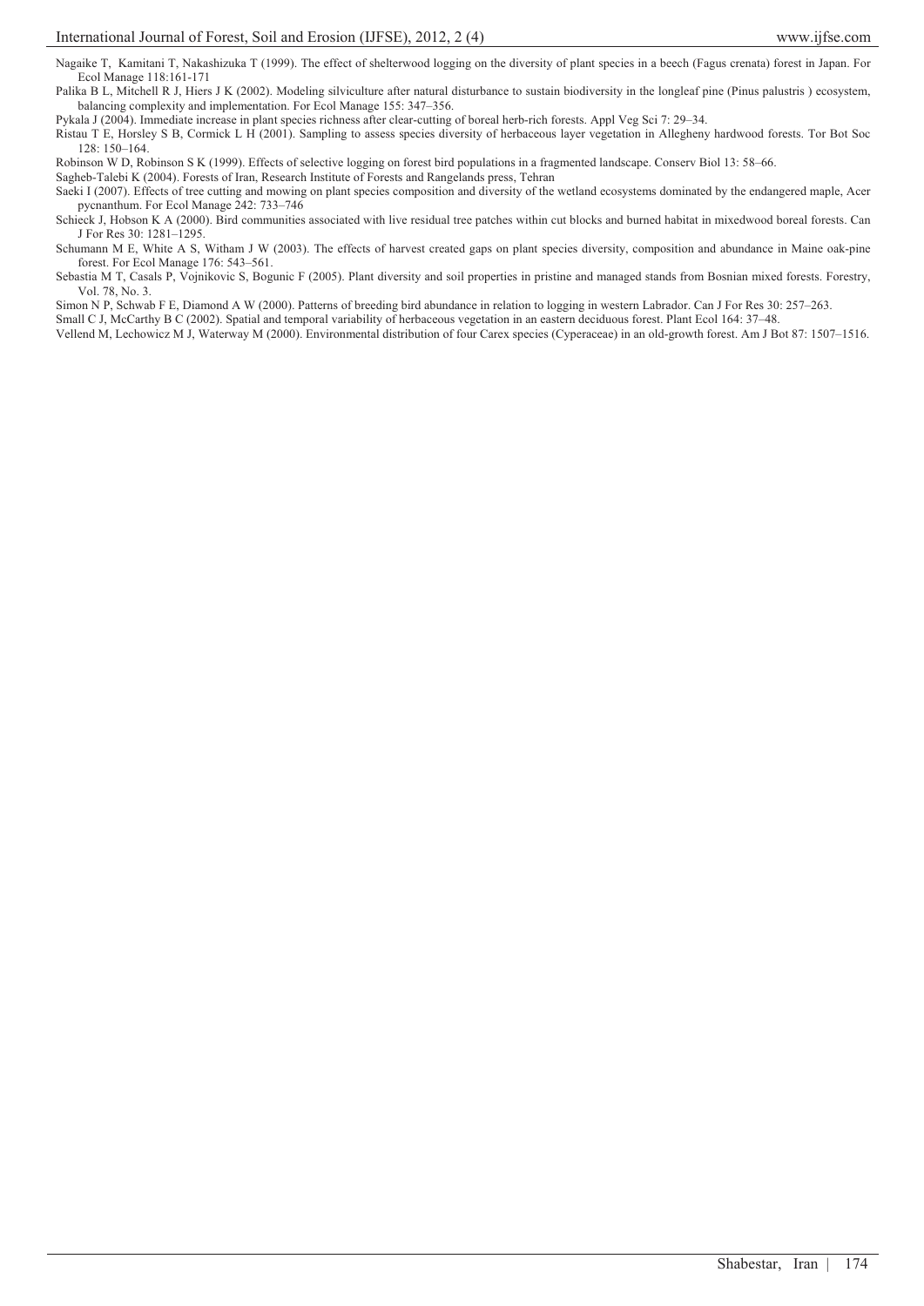Nagaike T, Kamitani T, Nakashizuka T (1999). The effect of shelterwood logging on the diversity of plant species in a beech (Fagus crenata) forest in Japan. For Ecol Manage 118:161-171

Palika B L, Mitchell R J, Hiers J K (2002). Modeling silviculture after natural disturbance to sustain biodiversity in the longleaf pine (Pinus palustris ) ecosystem, balancing complexity and implementation. For Ecol Manage 155: 347–356.

Pykala J (2004). Immediate increase in plant species richness after clear-cutting of boreal herb-rich forests. Appl Veg Sci 7: 29–34.

Ristau T E, Horsley S B, Cormick L H (2001). Sampling to assess species diversity of herbaceous layer vegetation in Allegheny hardwood forests. Tor Bot Soc 128: 150–164.

Robinson W D, Robinson S K (1999). Effects of selective logging on forest bird populations in a fragmented landscape. Conserv Biol 13: 58–66.

Sagheb-Talebi K (2004). Forests of Iran, Research Institute of Forests and Rangelands press, Tehran

Saeki I (2007). Effects of tree cutting and mowing on plant species composition and diversity of the wetland ecosystems dominated by the endangered maple, Acer pycnanthum. For Ecol Manage 242: 733–746

Schieck J, Hobson K A (2000). Bird communities associated with live residual tree patches within cut blocks and burned habitat in mixedwood boreal forests. Can J For Res 30: 1281–1295.

Schumann M E, White A S, Witham J W (2003). The effects of harvest created gaps on plant species diversity, composition and abundance in Maine oak-pine forest. For Ecol Manage 176: 543–561.

Sebastia M T, Casals P, Vojnikovic S, Bogunic F (2005). Plant diversity and soil properties in pristine and managed stands from Bosnian mixed forests. Forestry, Vol. 78, No. 3.

Simon N P, Schwab F E, Diamond A W (2000). Patterns of breeding bird abundance in relation to logging in western Labrador. Can J For Res 30: 257–263.

Small C J, McCarthy B C (2002). Spatial and temporal variability of herbaceous vegetation in an eastern deciduous forest. Plant Ecol 164: 37–48.

Vellend M, Lechowicz M J, Waterway M (2000). Environmental distribution of four Carex species (Cyperaceae) in an old-growth forest. Am J Bot 87: 1507–1516.